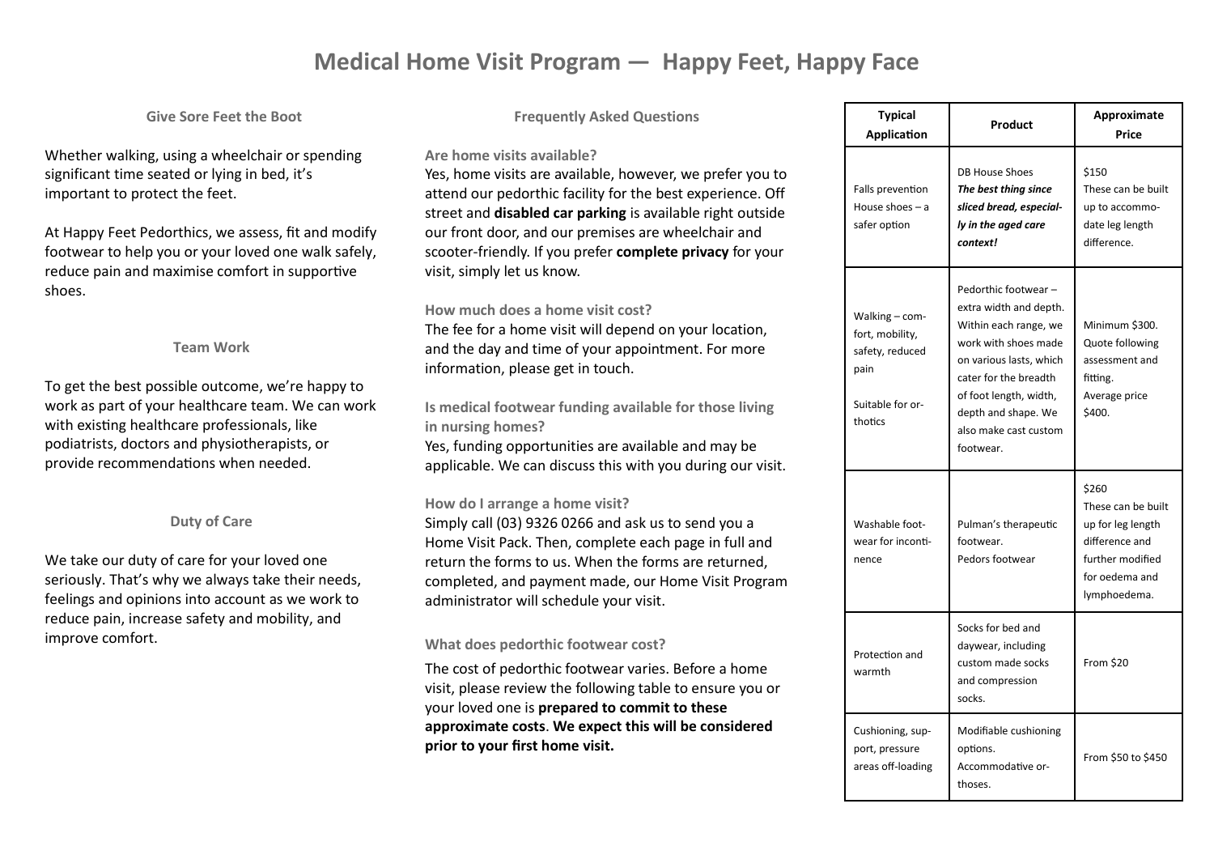# Medical Home Visit Program — Happy Feet, Happy Face

### Give Sore Feet the Boot

Whether walking, using a wheelchair or spending significant time seated or lying in bed, it's important to protect the feet.

At Happy Feet Pedorthics, we assess, fit and modify footwear to help you or your loved one walk safely, reduce pain and maximise comfort in supportive shoes.

### Team Work

To get the best possible outcome, we're happy to work as part of your healthcare team. We can work with existing healthcare professionals, like podiatrists, doctors and physiotherapists, or provide recommendations when needed.

### Duty of Care

We take our duty of care for your loved one seriously. That's why we always take their needs, feelings and opinions into account as we work to reduce pain, increase safety and mobility, and improve comfort.

### Frequently Asked Questions

**Are home visits available?**

Yes, home visits are available, however, we prefer you to attend our pedorthic facility for the best experience. Off street and **disabled car parking** is available right outside our front door, and our premises are wheelchair and scooter-friendly. If you prefer **complete privacy** for your visit, simply let us know.

**How much does a home visit cost?**

The fee for a home visit will depend on your location, and the day and time of your appointment. For more information, please get in touch.

**Is medical footwear funding available for those living in nursing homes?**

Yes, funding opportunities are available and may be applicable. We can discuss this with you during our visit.

**How do I arrange a home visit?**

Simply call (03) 9326 0266 and ask us to send you a Home Visit Pack. Then, complete each page in full and return the forms to us. When the forms are returned, completed, and payment made, our Home Visit Program administrator will schedule your visit.

**What does pedorthic footwear cost?**

The cost of pedorthic footwear varies. Before a home visit, please review the following table to ensure you or your loved one is **prepared to commit to these approximate costs**. **We expect this will be considered prior to your first home visit.**

| Typical Application | Product | Approximate Price |
|---|---|---|
| Falls prevention House shoes – a safer option | DB House Shoes ***The best thing since sliced bread, especially in the aged care context!*** | \$150 These can be built up to accommodate leg length difference. |
| Walking – comfort, mobility, safety, reduced pain<br><br>Suitable for orthotics | Pedorthic footwear – extra width and depth. Within each range, we work with shoes made on various lasts, which cater for the breadth of foot length, width, depth and shape. We also make cast custom footwear. | Minimum \$300. Quote following assessment and fitting. Average price \$400. |
| Washable footwear for incontinence | Pulman's therapeutic footwear. Pedors footwear | \$260 These can be built up for leg length difference and further modified for oedema and lymphoedema. |
| Protection and warmth | Socks for bed and daywear, including custom made socks and compression socks. | From \$20 |
| Cushioning, support, pressure areas off-loading | Modifiable cushioning options. Accommodative orthoses. | From \$50 to \$450 |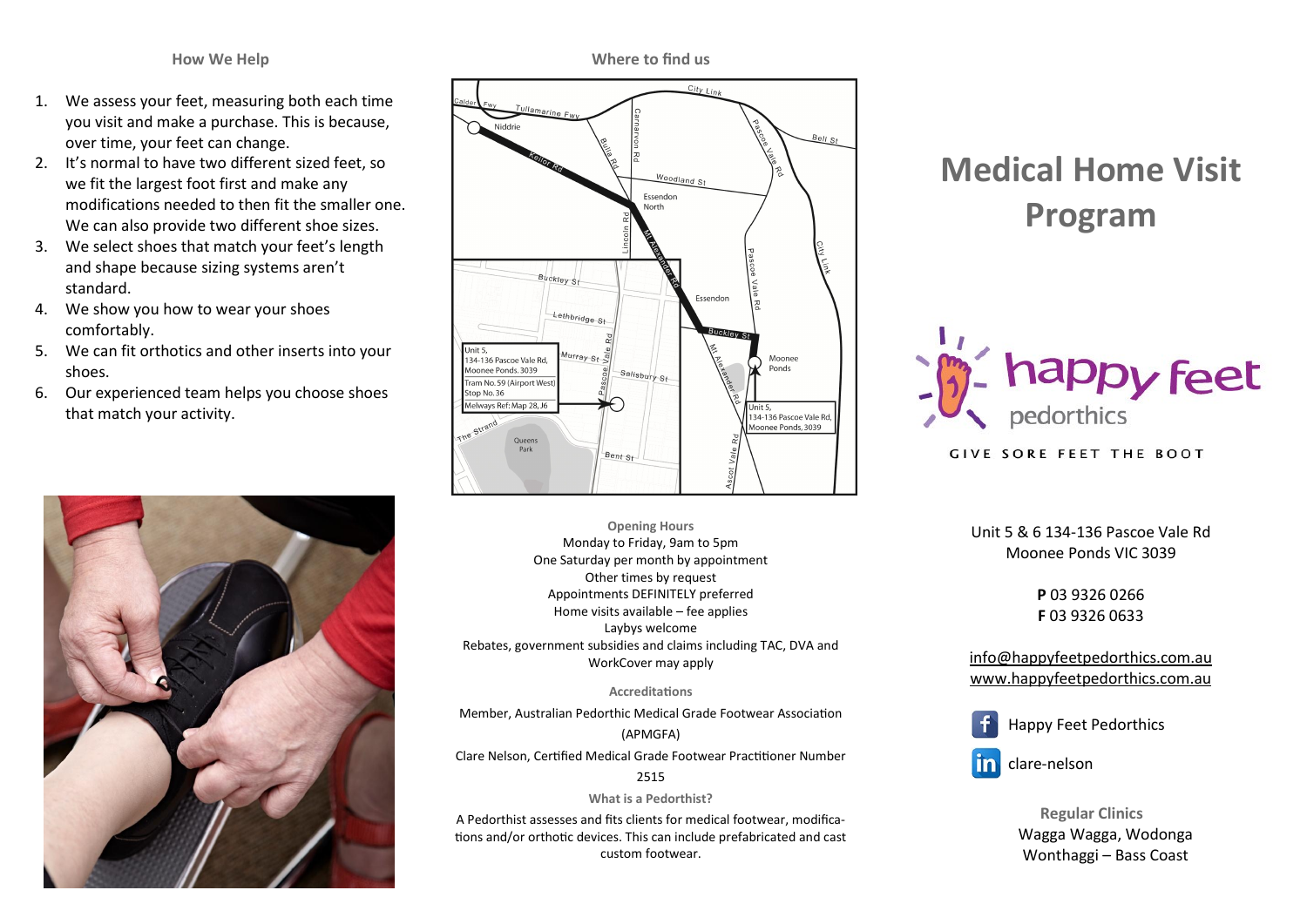### How We Help

1. We assess your feet, measuring both each time you visit and make a purchase. This is because, over time, your feet can change.
2. It's normal to have two different sized feet, so we fit the largest foot first and make any modifications needed to then fit the smaller one. We can also provide two different shoe sizes.
3. We select shoes that match your feet's length and shape because sizing systems aren't standard.
4. We show you how to wear your shoes comfortably.
5. We can fit orthotics and other inserts into your shoes.
6. Our experienced team helps you choose shoes that match your activity.

### Where to find us

Unit 5, 134-136 Pascoe Vale Rd, Moonee Ponds. 3039
Tram No. 59 (Airport West) Stop No. 36
Melways Ref: Map 28, J6

#### Opening Hours

Monday to Friday, 9am to 5pm
One Saturday per month by appointment
Other times by request
Appointments DEFINITELY preferred
Home visits available – fee applies
Laybys welcome
Rebates, government subsidies and claims including TAC, DVA and WorkCover may apply

#### Accreditations

Member, Australian Pedorthic Medical Grade Footwear Association (APMGFA)

Clare Nelson, Certified Medical Grade Footwear Practitioner Number 2515

#### What is a Pedorthist?

A Pedorthist assesses and fits clients for medical footwear, modifications and/or orthotic devices. This can include prefabricated and cast custom footwear.

# Medical Home Visit Program

happy feet pedorthics

GIVE SORE FEET THE BOOT

Unit 5 & 6 134-136 Pascoe Vale Rd
Moonee Ponds VIC 3039

**P** 03 9326 0266
**F** 03 9326 0633

info@happyfeetpedorthics.com.au
www.happyfeetpedorthics.com.au

Happy Feet Pedorthics

clare-nelson

#### Regular Clinics

Wagga Wagga, Wodonga
Wonthaggi – Bass Coast